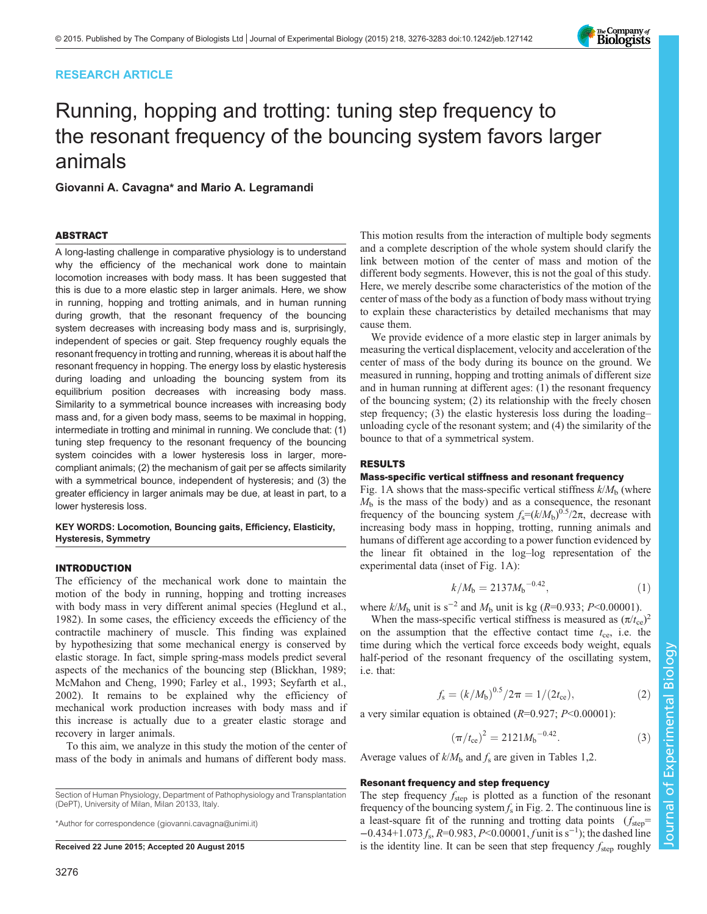# RESEARCH ARTICLE

# Running, hopping and trotting: tuning step frequency to the resonant frequency of the bouncing system favors larger animals

**Giovanni A. Cavagna\* and Mario A. Legramandi**

## ABSTRACT

A long-lasting challenge in comparative physiology is to understand why the efficiency of the mechanical work done to maintain locomotion increases with body mass. It has been suggested that this is due to a more elastic step in larger animals. Here, we show in running, hopping and trotting animals, and in human running during growth, that the resonant frequency of the bouncing system decreases with increasing body mass and is, surprisingly, independent of species or gait. Step frequency roughly equals the resonant frequency in trotting and running, whereas it is about half the resonant frequency in hopping. The energy loss by elastic hysteresis during loading and unloading the bouncing system from its equilibrium position decreases with increasing body mass. Similarity to a symmetrical bounce increases with increasing body mass and, for a given body mass, seems to be maximal in hopping, intermediate in trotting and minimal in running. We conclude that: (1) tuning step frequency to the resonant frequency of the bouncing system coincides with a lower hysteresis loss in larger, more-compliant animals; (2) the mechanism of gait per se affects similarity with a symmetrical bounce, independent of hysteresis; and (3) the greater efficiency in larger animals may be due, at least in part, to a lower hysteresis loss.

**KEY WORDS: Locomotion, Bouncing gaits, Efficiency, Elasticity, Hysteresis, Symmetry**

## INTRODUCTION

The efficiency of the mechanical work done to maintain the motion of the body in running, hopping and trotting increases with body mass in very different animal species (Heglund et al., 1982). In some cases, the efficiency exceeds the efficiency of the contractile machinery of muscle. This finding was explained by hypothesizing that some mechanical energy is conserved by elastic storage. In fact, simple spring-mass models predict several aspects of the mechanics of the bouncing step (Blickhan, 1989; McMahon and Cheng, 1990; Farley et al., 1993; Seyfarth et al., 2002). It remains to be explained why the efficiency of mechanical work production increases with body mass and if this increase is actually due to a greater elastic storage and recovery in larger animals.

To this aim, we analyze in this study the motion of the center of mass of the body in animals and humans of different body mass. This motion results from the interaction of multiple body segments and a complete description of the whole system should clarify the link between motion of the center of mass and motion of the different body segments. However, this is not the goal of this study. Here, we merely describe some characteristics of the motion of the center of mass of the body as a function of body mass without trying to explain these characteristics by detailed mechanisms that may cause them.

We provide evidence of a more elastic step in larger animals by measuring the vertical displacement, velocity and acceleration of the center of mass of the body during its bounce on the ground. We measured in running, hopping and trotting animals of different size and in human running at different ages: (1) the resonant frequency of the bouncing system; (2) its relationship with the freely chosen step frequency; (3) the elastic hysteresis loss during the loading–unloading cycle of the resonant system; and (4) the similarity of the bounce to that of a symmetrical system.

## RESULTS

### Mass-specific vertical stiffness and resonant frequency

Fig. 1A shows that the mass-specific vertical stiffness $k/M_b$ (where $M_b$ is the mass of the body) and as a consequence, the resonant frequency of the bouncing system $f_s=(k/M_b)^{0.5}/2\pi$, decrease with increasing body mass in hopping, trotting, running animals and humans of different age according to a power function evidenced by the linear fit obtained in the log–log representation of the experimental data (inset of Fig. 1A):

$$k/M_b = 2137 M_b^{-0.42}, \tag{1}$$

where $k/M_b$ unit is $s^{-2}$ and $M_b$ unit is kg ($R$=0.933; $P$<0.00001).

When the mass-specific vertical stiffness is measured as $(\pi/t_{ce})^2$ on the assumption that the effective contact time $t_{ce}$, i.e. the time during which the vertical force exceeds body weight, equals half-period of the resonant frequency of the oscillating system, i.e. that:

$$f_s = (k/M_b)^{0.5}/2\pi = 1/(2t_{ce}), \tag{2}$$

a very similar equation is obtained ($R$=0.927; $P$<0.00001):

$$(\pi/t_{ce})^2 = 2121 M_b^{-0.42}. \tag{3}$$

Average values of $k/M_b$ and $f_s$ are given in Tables 1,2.

### Resonant frequency and step frequency

The step frequency $f_{step}$ is plotted as a function of the resonant frequency of the bouncing system $f_s$ in Fig. 2. The continuous line is a least-square fit of the running and trotting data points ($f_{step}$=−0.434+1.073 $f_s$, $R$=0.983, $P$<0.00001, $f$ unit is $s^{-1}$); the dashed line is the identity line. It can be seen that step frequency $f_{step}$ roughly

Section of Human Physiology, Department of Pathophysiology and Transplantation (DePT), University of Milan, Milan 20133, Italy.

\*Author for correspondence (giovanni.cavagna@unimi.it)

**Received 22 June 2015; Accepted 20 August 2015**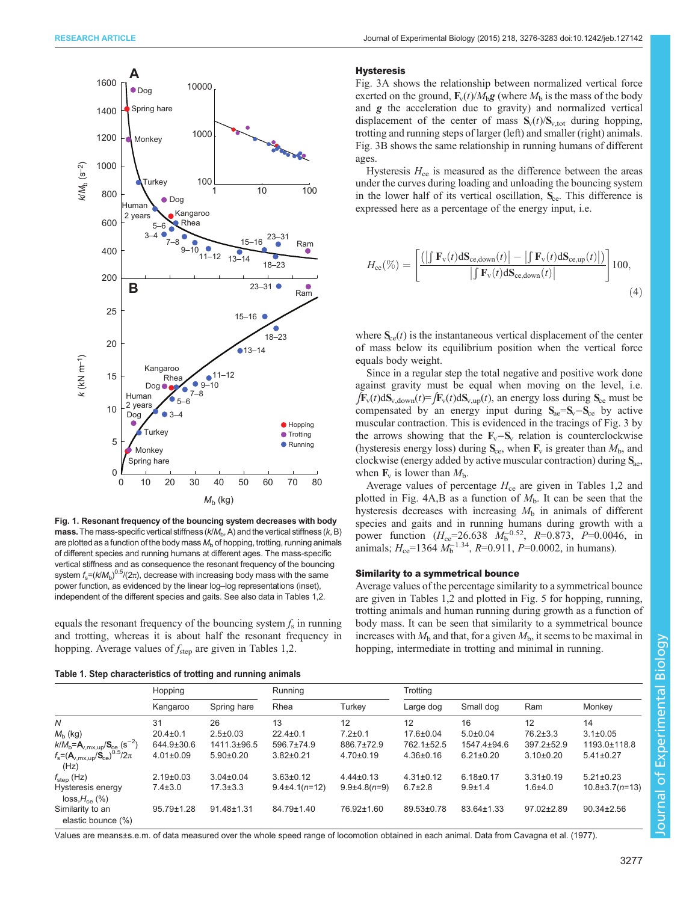**Fig. 1. Resonant frequency of the bouncing system decreases with body mass.** The mass-specific vertical stiffness ($k/M_b$, A) and the vertical stiffness ($k$, B) are plotted as a function of the body mass $M_b$ of hopping, trotting, running animals of different species and running humans at different ages. The mass-specific vertical stiffness and as consequence the resonant frequency of the bouncing system $f_s=(k/M_b)^{0.5}/(2\pi)$, decrease with increasing body mass with the same power function, as evidenced by the linear log–log representations (inset), independent of the different species and gaits. See also data in Tables 1,2.

equals the resonant frequency of the bouncing system $f_s$ in running and trotting, whereas it is about half the resonant frequency in hopping. Average values of $f_{step}$ are given in Tables 1,2.

**Table 1. Step characteristics of trotting and running animals**

| | Hopping | | Running | | Trotting | | | |
|---|---|---|---|---|---|---|---|---|
| | Kangaroo | Spring hare | Rhea | Turkey | Large dog | Small dog | Ram | Monkey |
| $N$ | 31 | 26 | 13 | 12 | 12 | 16 | 12 | 14 |
| $M_b$ (kg) | 20.4±0.1 | 2.5±0.03 | 22.4±0.1 | 7.2±0.1 | 17.6±0.04 | 5.0±0.04 | 76.2±3.3 | 3.1±0.05 |
| $k/M_b$=$\mathbf{A}_{v,mx,up}$/$\mathbf{S}_{ce}$ ($s^{-2}$) | 644.9±30.6 | 1411.3±96.5 | 596.7±74.9 | 886.7±72.9 | 762.1±52.5 | 1547.4±94.6 | 397.2±52.9 | 1193.0±118.8 |
| $f_s$=($\mathbf{A}_{v,mx,up}$/$\mathbf{S}_{ce}$)$^{0.5}$/2π (Hz) | 4.01±0.09 | 5.90±0.20 | 3.82±0.21 | 4.70±0.19 | 4.36±0.16 | 6.21±0.20 | 3.10±0.20 | 5.41±0.27 |
| $f_{step}$ (Hz) | 2.19±0.03 | 3.04±0.04 | 3.63±0.12 | 4.44±0.13 | 4.31±0.12 | 6.18±0.17 | 3.31±0.19 | 5.21±0.23 |
| Hysteresis energy loss,$H_{ce}$ (%) | 7.4±3.0 | 17.3±3.3 | 9.4±4.1($n$=12) | 9.9±4.8($n$=9) | 6.7±2.8 | 9.9±1.4 | 1.6±4.0 | 10.8±3.7($n$=13) |
| Similarity to an elastic bounce (%) | 95.79±1.28 | 91.48±1.31 | 84.79±1.40 | 76.92±1.60 | 89.53±0.78 | 83.64±1.33 | 97.02±2.89 | 90.34±2.56 |

Values are means±s.e.m. of data measured over the whole speed range of locomotion obtained in each animal. Data from Cavagna et al. (1977).

### Hysteresis

Fig. 3A shows the relationship between normalized vertical force exerted on the ground, $\mathbf{F}_v(t)/M_b\mathbf{g}$ (where $M_b$ is the mass of the body and $\mathbf{g}$ the acceleration due to gravity) and normalized vertical displacement of the center of mass $\mathbf{S}_v(t)/\mathbf{S}_{v,tot}$ during hopping, trotting and running steps of larger (left) and smaller (right) animals. Fig. 3B shows the same relationship in running humans of different ages.

Hysteresis $H_{ce}$ is measured as the difference between the areas under the curves during loading and unloading the bouncing system in the lower half of its vertical oscillation, $\mathbf{S}_{ce}$. This difference is expressed here as a percentage of the energy input, i.e.

$$H_{ce}(\%) = \left[\frac{\left(\left|\int \mathbf{F}_v(t)\mathrm{d}\mathbf{S}_{ce,down}(t)\right| - \left|\int \mathbf{F}_v(t)\mathrm{d}\mathbf{S}_{ce,up}(t)\right|\right)}{\left|\int \mathbf{F}_v(t)\mathrm{d}\mathbf{S}_{ce,down}(t)\right|}\right]100, \quad (4)$$

where $\mathbf{S}_{ce}(t)$ is the instantaneous vertical displacement of the center of mass below its equilibrium position when the vertical force equals body weight.

Since in a regular step the total negative and positive work done against gravity must be equal when moving on the level, i.e. $\int\mathbf{F}_v(t)\mathrm{d}\mathbf{S}_{v,down}(t)=\int\mathbf{F}_v(t)\mathrm{d}\mathbf{S}_{v,up}(t)$, an energy loss during $\mathbf{S}_{ce}$ must be compensated by an energy input during $\mathbf{S}_{ae}=\mathbf{S}_v-\mathbf{S}_{ce}$ by active muscular contraction. This is evidenced in the tracings of Fig. 3 by the arrows showing that the $\mathbf{F}_v-\mathbf{S}_v$ relation is counterclockwise (hysteresis energy loss) during $\mathbf{S}_{ce}$, when $\mathbf{F}_v$ is greater than $M_b$, and clockwise (energy added by active muscular contraction) during $\mathbf{S}_{ae}$, when $\mathbf{F}_v$ is lower than $M_b$.

Average values of percentage $H_{ce}$ are given in Tables 1,2 and plotted in Fig. 4A,B as a function of $M_b$. It can be seen that the hysteresis decreases with increasing $M_b$ in animals of different species and gaits and in running humans during growth with a power function ($H_{ce}$=26.638 $M_b^{-0.52}$, $R$=0.873, $P$=0.0046, in animals; $H_{ce}$=1364 $M_b^{-1.34}$, $R$=0.911, $P$=0.0002, in humans).

### Similarity to a symmetrical bounce

Average values of the percentage similarity to a symmetrical bounce are given in Tables 1,2 and plotted in Fig. 5 for hopping, running, trotting animals and human running during growth as a function of body mass. It can be seen that similarity to a symmetrical bounce increases with $M_b$ and that, for a given $M_b$, it seems to be maximal in hopping, intermediate in trotting and minimal in running.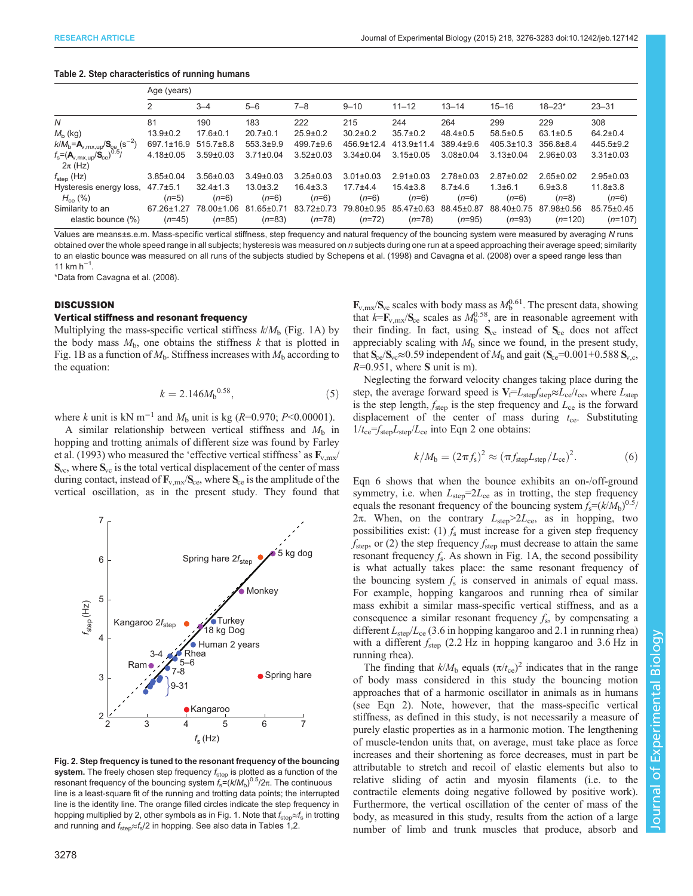**Table 2. Step characteristics of running humans**

| | Age (years) | | | | | | | | | |
|---|---|---|---|---|---|---|---|---|---|---|
| | 2 | 3–4 | 5–6 | 7–8 | 9–10 | 11–12 | 13–14 | 15–16 | 18–23* | 23–31 |
| $N$ | 81 | 190 | 183 | 222 | 215 | 244 | 264 | 299 | 229 | 308 |
| $M_b$ (kg) | 13.9±0.2 | 17.6±0.1 | 20.7±0.1 | 25.9±0.2 | 30.2±0.2 | 35.7±0.2 | 48.4±0.5 | 58.5±0.5 | 63.1±0.5 | 64.2±0.4 |
| $k/M_b$=$\mathbf{A}_{v,mx,up}/\mathbf{S}_{ce}$ (s$^{-2}$) | 697.1±16.9 | 515.7±8.8 | 553.3±9.9 | 499.7±9.6 | 456.9±12.4 | 413.9±11.4 | 389.4±9.6 | 405.3±10.3 | 356.8±8.4 | 445.5±9.2 |
| $f_s$=$(\mathbf{A}_{v,mx,up}/\mathbf{S}_{ce})^{0.5}$/ $2\pi$ (Hz) | 4.18±0.05 | 3.59±0.03 | 3.71±0.04 | 3.52±0.03 | 3.34±0.04 | 3.15±0.05 | 3.08±0.04 | 3.13±0.04 | 2.96±0.03 | 3.31±0.03 |
| $f_{step}$ (Hz) | 3.85±0.04 | 3.56±0.03 | 3.49±0.03 | 3.25±0.03 | 3.01±0.03 | 2.91±0.03 | 2.78±0.03 | 2.87±0.02 | 2.65±0.02 | 2.95±0.03 |
| Hysteresis energy loss, $H_{ce}$ (%) | 47.7±5.1 ($n$=5) | 32.4±1.3 ($n$=6) | 13.0±3.2 ($n$=6) | 16.4±3.3 ($n$=6) | 17.7±4.4 ($n$=6) | 15.4±3.8 ($n$=6) | 8.7±4.6 ($n$=6) | 1.3±6.1 ($n$=6) | 6.9±3.8 ($n$=8) | 11.8±3.8 ($n$=6) |
| Similarity to an elastic bounce (%) | 67.26±1.27 ($n$=45) | 78.00±1.06 ($n$=85) | 81.65±0.71 ($n$=83) | 83.72±0.73 ($n$=78) | 79.80±0.95 ($n$=72) | 85.47±0.63 ($n$=78) | 88.45±0.87 ($n$=95) | 88.40±0.75 ($n$=93) | 87.98±0.56 ($n$=120) | 85.75±0.45 ($n$=107) |

Values are means±s.e.m. Mass-specific vertical stiffness, step frequency and natural frequency of the bouncing system were measured by averaging $N$ runs obtained over the whole speed range in all subjects; hysteresis was measured on $n$ subjects during one run at a speed approaching their average speed; similarity to an elastic bounce was measured on all runs of the subjects studied by Schepens et al. (1998) and Cavagna et al. (2008) over a speed range less than 11 km h$^{-1}$.

*Data from Cavagna et al. (2008).

## DISCUSSION

### Vertical stiffness and resonant frequency

Multiplying the mass-specific vertical stiffness $k/M_b$ (Fig. 1A) by the body mass $M_b$, one obtains the stiffness $k$ that is plotted in Fig. 1B as a function of $M_b$. Stiffness increases with $M_b$ according to the equation:

$$k = 2.146 M_b^{0.58}, \tag{5}$$

where $k$ unit is kN m$^{-1}$ and $M_b$ unit is kg ($R$=0.970; $P$<0.00001).

A similar relationship between vertical stiffness and $M_b$ in hopping and trotting animals of different size was found by Farley et al. (1993) who measured the 'effective vertical stiffness' as $\mathbf{F}_{v,mx}/\mathbf{S}_{vc}$, where $\mathbf{S}_{vc}$ is the total vertical displacement of the center of mass during contact, instead of $\mathbf{F}_{v,mx}/\mathbf{S}_{ce}$, where $\mathbf{S}_{ce}$ is the amplitude of the vertical oscillation, as in the present study. They found that $\mathbf{F}_{v,mx}/\mathbf{S}_{vc}$ scales with body mass as $M_b^{0.61}$. The present data, showing that $k$=$\mathbf{F}_{v,mx}/\mathbf{S}_{ce}$ scales as $M_b^{0.58}$, are in reasonable agreement with their finding. In fact, using $\mathbf{S}_{vc}$ instead of $\mathbf{S}_{ce}$ does not affect appreciably scaling with $M_b$ since we found, in the present study, that $\mathbf{S}_{ce}/\mathbf{S}_{vc}$≈0.59 independent of $M_b$ and gait ($\mathbf{S}_{ce}$=0.001+0.588 $\mathbf{S}_{v,c}$, $R$=0.951, where $\mathbf{S}$ unit is m).

Neglecting the forward velocity changes taking place during the step, the average forward speed is $\mathbf{V}_f$=$L_{step}f_{step}$≈$L_{ce}/t_{ce}$, where $L_{step}$ is the step length, $f_{step}$ is the step frequency and $L_{ce}$ is the forward displacement of the center of mass during $t_{ce}$. Substituting $1/t_{ce}$=$f_{step}L_{step}/L_{ce}$ into Eqn 2 one obtains:

$$k/M_b = (2\pi f_s)^2 \approx (\pi f_{step} L_{step}/L_{ce})^2. \tag{6}$$

Eqn 6 shows that when the bounce exhibits an on-/off-ground symmetry, i.e. when $L_{step}$=$2L_{ce}$ as in trotting, the step frequency equals the resonant frequency of the bouncing system $f_s$=$(k/M_b)^{0.5}$/ $2\pi$. When, on the contrary $L_{step}$>$2L_{ce}$, as in hopping, two possibilities exist: (1) $f_s$ must increase for a given step frequency $f_{step}$, or (2) the step frequency $f_{step}$ must decrease to attain the same resonant frequency $f_s$. As shown in Fig. 1A, the second possibility is what actually takes place: the same resonant frequency of the bouncing system $f_s$ is conserved in animals of equal mass. For example, hopping kangaroos and running rhea of similar mass exhibit a similar mass-specific vertical stiffness, and as a consequence a similar resonant frequency $f_s$, by compensating a different $L_{step}/L_{ce}$ (3.6 in hopping kangaroo and 2.1 in running rhea) with a different $f_{step}$ (2.2 Hz in hopping kangaroo and 3.6 Hz in running rhea).

The finding that $k/M_b$ equals $(\pi/t_{ce})^2$ indicates that in the range of body mass considered in this study the bouncing motion approaches that of a harmonic oscillator in animals as in humans (see Eqn 2). Note, however, that the mass-specific vertical stiffness, as defined in this study, is not necessarily a measure of purely elastic properties as in a harmonic motion. The lengthening of muscle-tendon units that, on average, must take place as force increases and their shortening as force decreases, must in part be attributable to stretch and recoil of elastic elements but also to relative sliding of actin and myosin filaments (i.e. to the contractile elements doing negative followed by positive work). Furthermore, the vertical oscillation of the center of mass of the body, as measured in this study, results from the action of a large number of limb and trunk muscles that produce, absorb and

**Fig. 2. Step frequency is tuned to the resonant frequency of the bouncing system.** The freely chosen step frequency $f_{step}$ is plotted as a function of the resonant frequency of the bouncing system $f_s$=$(k/M_b)^{0.5}/2\pi$. The continuous line is a least-square fit of the running and trotting data points; the interrupted line is the identity line. The orange filled circles indicate the step frequency in hopping multiplied by 2, other symbols as in Fig. 1. Note that $f_{step}$≈$f_s$ in trotting and running and $f_{step}$≈$f_s/2$ in hopping. See also data in Tables 1,2.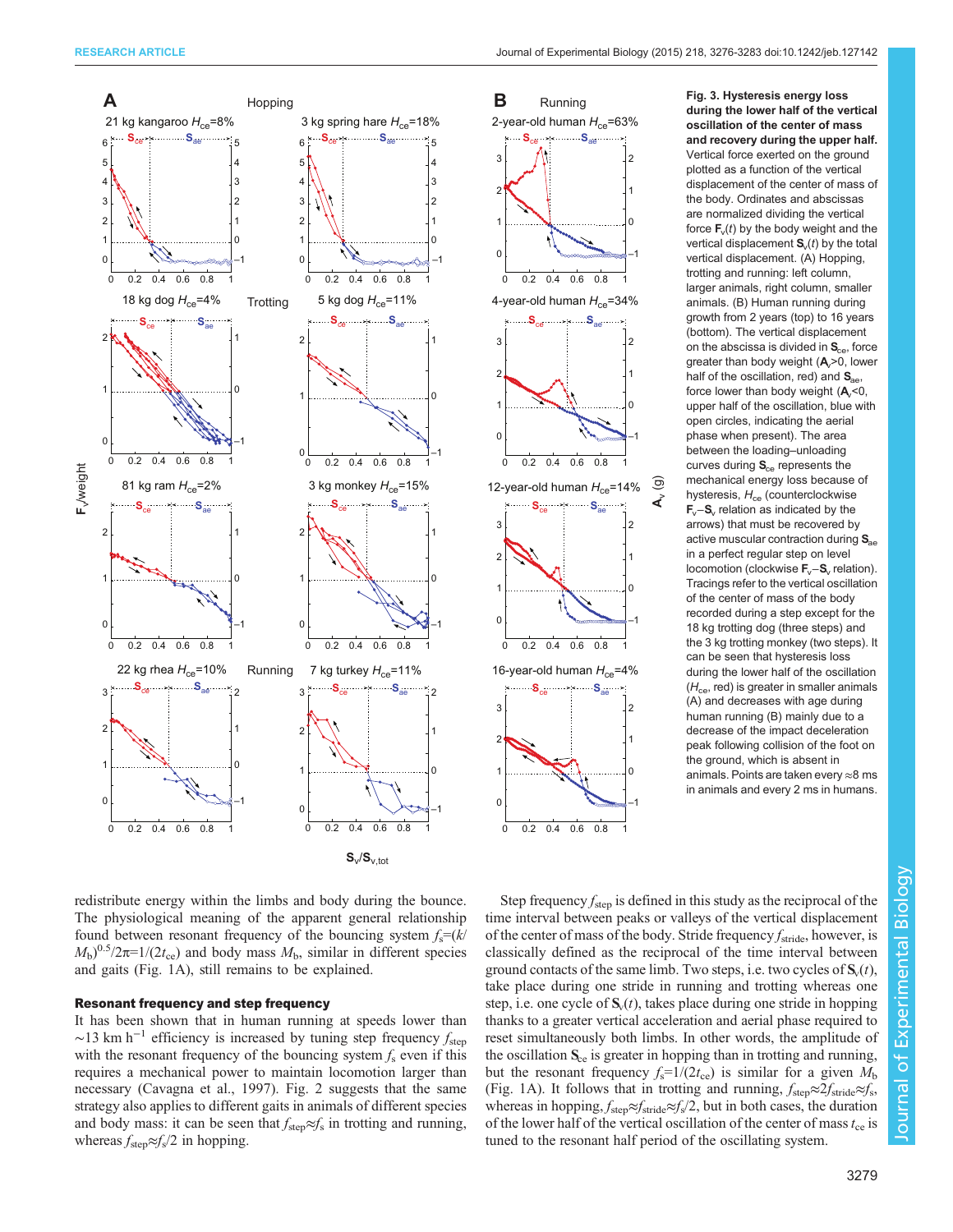**Fig. 3. Hysteresis energy loss during the lower half of the vertical oscillation of the center of mass and recovery during the upper half.** Vertical force exerted on the ground plotted as a function of the vertical displacement of the center of mass of the body. Ordinates and abscissas are normalized dividing the vertical force $\mathbf{F}_v(t)$ by the body weight and the vertical displacement $\mathbf{S}_v(t)$ by the total vertical displacement. (A) Hopping, trotting and running: left column, larger animals, right column, smaller animals. (B) Human running during growth from 2 years (top) to 16 years (bottom). The vertical displacement on the abscissa is divided in $\mathbf{S}_{ce}$, force greater than body weight ($\mathbf{A}_v$>0, lower half of the oscillation, red) and $\mathbf{S}_{ae}$, force lower than body weight ($\mathbf{A}_v$<0, upper half of the oscillation, blue with open circles, indicating the aerial phase when present). The area between the loading–unloading curves during $\mathbf{S}_{ce}$ represents the mechanical energy loss because of hysteresis, $H_{ce}$ (counterclockwise $\mathbf{F}_v$–$\mathbf{S}_v$ relation as indicated by the arrows) that must be recovered by active muscular contraction during $\mathbf{S}_{ae}$ in a perfect regular step on level locomotion (clockwise $\mathbf{F}_v$–$\mathbf{S}_v$ relation). Tracings refer to the vertical oscillation of the center of mass of the body recorded during a step except for the 18 kg trotting dog (three steps) and the 3 kg trotting monkey (two steps). It can be seen that hysteresis loss during the lower half of the oscillation ($H_{ce}$, red) is greater in smaller animals (A) and decreases with age during human running (B) mainly due to a decrease of the impact deceleration peak following collision of the foot on the ground, which is absent in animals. Points are taken every ≈8 ms in animals and every 2 ms in humans.

redistribute energy within the limbs and body during the bounce. The physiological meaning of the apparent general relationship found between resonant frequency of the bouncing system $f_s=(k/M_b)^{0.5}/2\pi=1/(2t_{ce})$ and body mass $M_b$, similar in different species and gaits (Fig. 1A), still remains to be explained.

### Resonant frequency and step frequency

It has been shown that in human running at speeds lower than ~13 km h$^{-1}$ efficiency is increased by tuning step frequency $f_{step}$ with the resonant frequency of the bouncing system $f_s$ even if this requires a mechanical power to maintain locomotion larger than necessary (Cavagna et al., 1997). Fig. 2 suggests that the same strategy also applies to different gaits in animals of different species and body mass: it can be seen that $f_{step}\approx f_s$ in trotting and running, whereas $f_{step}\approx f_s/2$ in hopping.

Step frequency $f_{step}$ is defined in this study as the reciprocal of the time interval between peaks or valleys of the vertical displacement of the center of mass of the body. Stride frequency $f_{stride}$, however, is classically defined as the reciprocal of the time interval between ground contacts of the same limb. Two steps, i.e. two cycles of $\mathbf{S}_v(t)$, take place during one stride in running and trotting whereas one step, i.e. one cycle of $\mathbf{S}_v(t)$, takes place during one stride in hopping thanks to a greater vertical acceleration and aerial phase required to reset simultaneously both limbs. In other words, the amplitude of the oscillation $\mathbf{S}_{ce}$ is greater in hopping than in trotting and running, but the resonant frequency $f_s=1/(2t_{ce})$ is similar for a given $M_b$ (Fig. 1A). It follows that in trotting and running, $f_{step}\approx 2f_{stride}\approx f_s$, whereas in hopping, $f_{step}\approx f_{stride}\approx f_s/2$, but in both cases, the duration of the lower half of the vertical oscillation of the center of mass $t_{ce}$ is tuned to the resonant half period of the oscillating system.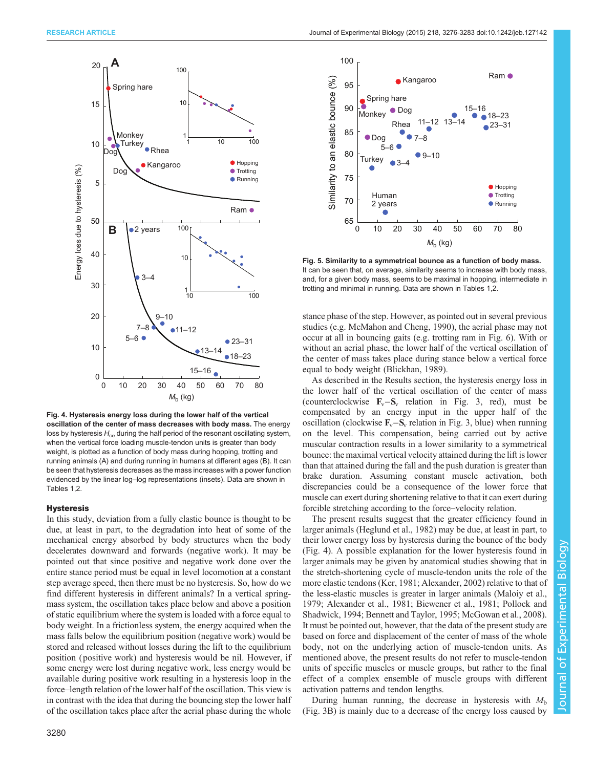**Fig. 4. Hysteresis energy loss during the lower half of the vertical oscillation of the center of mass decreases with body mass.** The energy loss by hysteresis $H_{ce}$ during the half period of the resonant oscillating system, when the vertical force loading muscle-tendon units is greater than body weight, is plotted as a function of body mass during hopping, trotting and running animals (A) and during running in humans at different ages (B). It can be seen that hysteresis decreases as the mass increases with a power function evidenced by the linear log–log representations (insets). Data are shown in Tables 1,2.

**Fig. 5. Similarity to a symmetrical bounce as a function of body mass.** It can be seen that, on average, similarity seems to increase with body mass, and, for a given body mass, seems to be maximal in hopping, intermediate in trotting and minimal in running. Data are shown in Tables 1,2.

### Hysteresis

In this study, deviation from a fully elastic bounce is thought to be due, at least in part, to the degradation into heat of some of the mechanical energy absorbed by body structures when the body decelerates downward and forwards (negative work). It may be pointed out that since positive and negative work done over the entire stance period must be equal in level locomotion at a constant step average speed, then there must be no hysteresis. So, how do we find different hysteresis in different animals? In a vertical spring-mass system, the oscillation takes place below and above a position of static equilibrium where the system is loaded with a force equal to body weight. In a frictionless system, the energy acquired when the mass falls below the equilibrium position (negative work) would be stored and released without losses during the lift to the equilibrium position (positive work) and hysteresis would be nil. However, if some energy were lost during negative work, less energy would be available during positive work resulting in a hysteresis loop in the force–length relation of the lower half of the oscillation. This view is in contrast with the idea that during the bouncing step the lower half of the oscillation takes place after the aerial phase during the whole stance phase of the step. However, as pointed out in several previous studies (e.g. McMahon and Cheng, 1990), the aerial phase may not occur at all in bouncing gaits (e.g. trotting ram in Fig. 6). With or without an aerial phase, the lower half of the vertical oscillation of the center of mass takes place during stance below a vertical force equal to body weight (Blickhan, 1989).

As described in the Results section, the hysteresis energy loss in the lower half of the vertical oscillation of the center of mass (counterclockwise $\mathbf{F}_v$–$\mathbf{S}_v$ relation in Fig. 3, red), must be compensated by an energy input in the upper half of the oscillation (clockwise $\mathbf{F}_v$–$\mathbf{S}_v$ relation in Fig. 3, blue) when running on the level. This compensation, being carried out by active muscular contraction results in a lower similarity to a symmetrical bounce: the maximal vertical velocity attained during the lift is lower than that attained during the fall and the push duration is greater than brake duration. Assuming constant muscle activation, both discrepancies could be a consequence of the lower force that muscle can exert during shortening relative to that it can exert during forcible stretching according to the force–velocity relation.

The present results suggest that the greater efficiency found in larger animals (Heglund et al., 1982) may be due, at least in part, to their lower energy loss by hysteresis during the bounce of the body (Fig. 4). A possible explanation for the lower hysteresis found in larger animals may be given by anatomical studies showing that in the stretch-shortening cycle of muscle-tendon units the role of the more elastic tendons (Ker, 1981; Alexander, 2002) relative to that of the less-elastic muscles is greater in larger animals (Maloiy et al., 1979; Alexander et al., 1981; Biewener et al., 1981; Pollock and Shadwick, 1994; Bennett and Taylor, 1995; McGowan et al., 2008). It must be pointed out, however, that the data of the present study are based on force and displacement of the center of mass of the whole body, not on the underlying action of muscle-tendon units. As mentioned above, the present results do not refer to muscle-tendon units of specific muscles or muscle groups, but rather to the final effect of a complex ensemble of muscle groups with different activation patterns and tendon lengths.

During human running, the decrease in hysteresis with $M_b$ (Fig. 3B) is mainly due to a decrease of the energy loss caused by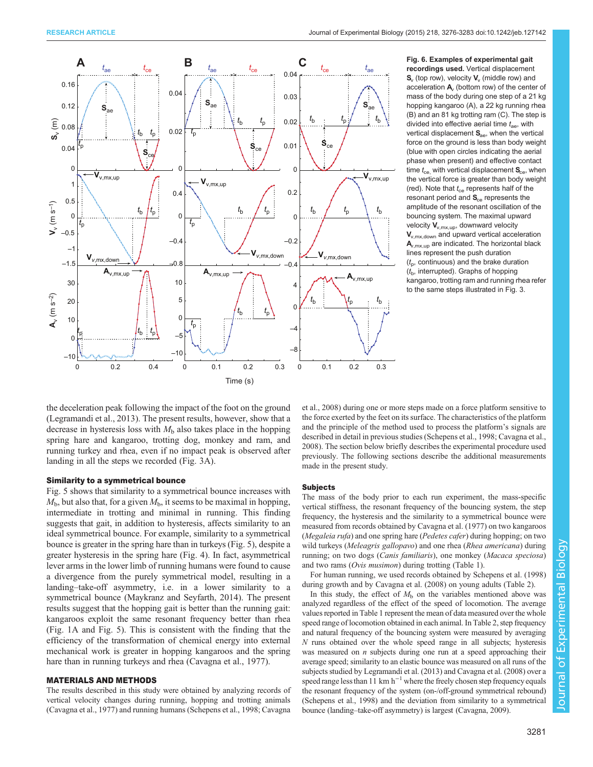**Fig. 6. Examples of experimental gait recordings used.** Vertical displacement $\mathbf{S}_v$ (top row), velocity $\mathbf{V}_v$ (middle row) and acceleration $\mathbf{A}_v$ (bottom row) of the center of mass of the body during one step of a 21 kg hopping kangaroo (A), a 22 kg running rhea (B) and an 81 kg trotting ram (C). The step is divided into effective aerial time $t_{ae}$, with vertical displacement $\mathbf{S}_{ae}$, when the vertical force on the ground is less than body weight (blue with open circles indicating the aerial phase when present) and effective contact time $t_{ce}$, with vertical displacement $\mathbf{S}_{ce}$, when the vertical force is greater than body weight (red). Note that $t_{ce}$ represents half of the resonant period and $\mathbf{S}_{ce}$ represents the amplitude of the resonant oscillation of the bouncing system. The maximal upward velocity $\mathbf{V}_{v,mx,up}$, downward velocity $\mathbf{V}_{v,mx,down}$ and upward vertical acceleration $\mathbf{A}_{v,mx,up}$ are indicated. The horizontal black lines represent the push duration ($t_p$, continuous) and the brake duration ($t_b$, interrupted). Graphs of hopping kangaroo, trotting ram and running rhea refer to the same steps illustrated in Fig. 3.

the deceleration peak following the impact of the foot on the ground (Legramandi et al., 2013). The present results, however, show that a decrease in hysteresis loss with $M_b$ also takes place in the hopping spring hare and kangaroo, trotting dog, monkey and ram, and running turkey and rhea, even if no impact peak is observed after landing in all the steps we recorded (Fig. 3A).

### Similarity to a symmetrical bounce

Fig. 5 shows that similarity to a symmetrical bounce increases with $M_b$, but also that, for a given $M_b$, it seems to be maximal in hopping, intermediate in trotting and minimal in running. This finding suggests that gait, in addition to hysteresis, affects similarity to an ideal symmetrical bounce. For example, similarity to a symmetrical bounce is greater in the spring hare than in turkeys (Fig. 5), despite a greater hysteresis in the spring hare (Fig. 4). In fact, asymmetrical lever arms in the lower limb of running humans were found to cause a divergence from the purely symmetrical model, resulting in a landing–take-off asymmetry, i.e. in a lower similarity to a symmetrical bounce (Maykranz and Seyfarth, 2014). The present results suggest that the hopping gait is better than the running gait: kangaroos exploit the same resonant frequency better than rhea (Fig. 1A and Fig. 5). This is consistent with the finding that the efficiency of the transformation of chemical energy into external mechanical work is greater in hopping kangaroos and the spring hare than in running turkeys and rhea (Cavagna et al., 1977).

## MATERIALS AND METHODS

The results described in this study were obtained by analyzing records of vertical velocity changes during running, hopping and trotting animals (Cavagna et al., 1977) and running humans (Schepens et al., 1998; Cavagna et al., 2008) during one or more steps made on a force platform sensitive to the force exerted by the feet on its surface. The characteristics of the platform and the principle of the method used to process the platform's signals are described in detail in previous studies (Schepens et al., 1998; Cavagna et al., 2008). The section below briefly describes the experimental procedure used previously. The following sections describe the additional measurements made in the present study.

### Subjects

The mass of the body prior to each run experiment, the mass-specific vertical stiffness, the resonant frequency of the bouncing system, the step frequency, the hysteresis and the similarity to a symmetrical bounce were measured from records obtained by Cavagna et al. (1977) on two kangaroos (*Megaleia rufa*) and one spring hare (*Pedetes cafer*) during hopping; on two wild turkeys (*Meleagris gallopavo*) and one rhea (*Rhea americana*) during running; on two dogs (*Canis familiaris*), one monkey (*Macaca speciosa*) and two rams (*Ovis musimon*) during trotting (Table 1).

For human running, we used records obtained by Schepens et al. (1998) during growth and by Cavagna et al. (2008) on young adults (Table 2).

In this study, the effect of $M_b$ on the variables mentioned above was analyzed regardless of the effect of the speed of locomotion. The average values reported in Table 1 represent the mean of data measured over the whole speed range of locomotion obtained in each animal. In Table 2, step frequency and natural frequency of the bouncing system were measured by averaging $N$ runs obtained over the whole speed range in all subjects; hysteresis was measured on $n$ subjects during one run at a speed approaching their average speed; similarity to an elastic bounce was measured on all runs of the subjects studied by Legramandi et al. (2013) and Cavagna et al. (2008) over a speed range less than 11 km h$^{-1}$ where the freely chosen step frequency equals the resonant frequency of the system (on-/off-ground symmetrical rebound) (Schepens et al., 1998) and the deviation from similarity to a symmetrical bounce (landing–take-off asymmetry) is largest (Cavagna, 2009).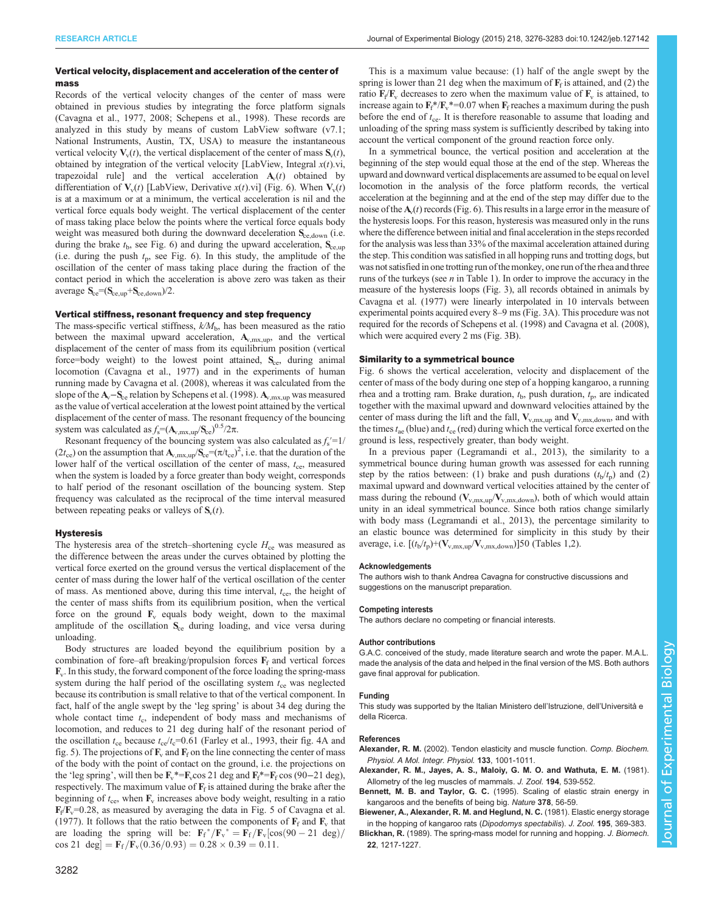### Vertical velocity, displacement and acceleration of the center of mass

Records of the vertical velocity changes of the center of mass were obtained in previous studies by integrating the force platform signals (Cavagna et al., 1977, 2008; Schepens et al., 1998). These records are analyzed in this study by means of custom LabView software (v7.1; National Instruments, Austin, TX, USA) to measure the instantaneous vertical velocity $\mathbf{V}_v(t)$, the vertical displacement of the center of mass $\mathbf{S}_v(t)$, obtained by integration of the vertical velocity [LabView, Integral $x(t)$.vi, trapezoidal rule] and the vertical acceleration $\mathbf{A}_v(t)$ obtained by differentiation of $\mathbf{V}_v(t)$ [LabView, Derivative $x(t)$.vi] (Fig. 6). When $\mathbf{V}_v(t)$ is at a maximum or at a minimum, the vertical acceleration is nil and the vertical force equals body weight. The vertical displacement of the center of mass taking place below the points where the vertical force equals body weight was measured both during the downward deceleration $\mathbf{S}_{ce,down}$ (i.e. during the brake $t_b$, see Fig. 6) and during the upward acceleration, $\mathbf{S}_{ce,up}$ (i.e. during the push $t_p$, see Fig. 6). In this study, the amplitude of the oscillation of the center of mass taking place during the fraction of the contact period in which the acceleration is above zero was taken as their average $\mathbf{S}_{ce}$=($\mathbf{S}_{ce,up}$+$\mathbf{S}_{ce,down}$)/2.

### Vertical stiffness, resonant frequency and step frequency

The mass-specific vertical stiffness, $k/M_b$, has been measured as the ratio between the maximal upward acceleration, $\mathbf{A}_{v,mx,up}$, and the vertical displacement of the center of mass from its equilibrium position (vertical force=body weight) to the lowest point attained, $\mathbf{S}_{ce}$, during animal locomotion (Cavagna et al., 1977) and in the experiments of human running made by Cavagna et al. (2008), whereas it was calculated from the slope of the $\mathbf{A}_v$–$\mathbf{S}_{ce}$ relation by Schepens et al. (1998). $\mathbf{A}_{v,mx,up}$ was measured as the value of vertical acceleration at the lowest point attained by the vertical displacement of the center of mass. The resonant frequency of the bouncing system was calculated as $f_s$=($\mathbf{A}_{v,mx,up}$/$\mathbf{S}_{ce}$)$^{0.5}$/2π.

Resonant frequency of the bouncing system was also calculated as $f_s'$=1/($2t_{ce}$) on the assumption that $\mathbf{A}_{v,mx,up}/\mathbf{S}_{ce}=(\pi/t_{ce})^2$, i.e. that the duration of the lower half of the vertical oscillation of the center of mass, $t_{ce}$, measured when the system is loaded by a force greater than body weight, corresponds to half period of the resonant oscillation of the bouncing system. Step frequency was calculated as the reciprocal of the time interval measured between repeating peaks or valleys of $\mathbf{S}_v(t)$.

### Hysteresis

The hysteresis area of the stretch–shortening cycle $H_{ce}$ was measured as the difference between the areas under the curves obtained by plotting the vertical force exerted on the ground versus the vertical displacement of the center of mass during the lower half of the vertical oscillation of the center of mass. As mentioned above, during this time interval, $t_{ce}$, the height of the center of mass shifts from its equilibrium position, when the vertical force on the ground $\mathbf{F}_v$ equals body weight, down to the maximal amplitude of the oscillation $\mathbf{S}_{ce}$ during loading, and vice versa during unloading.

Body structures are loaded beyond the equilibrium position by a combination of fore–aft breaking/propulsion forces $\mathbf{F}_f$ and vertical forces $\mathbf{F}_v$. In this study, the forward component of the force loading the spring-mass system during the half period of the oscillating system $t_{ce}$ was neglected because its contribution is small relative to that of the vertical component. In fact, half of the angle swept by the 'leg spring' is about 34 deg during the whole contact time $t_c$, independent of body mass and mechanisms of locomotion, and reduces to 21 deg during half of the resonant period of the oscillation $t_{ce}$ because $t_{ce}/t_c$=0.61 (Farley et al., 1993, their fig. 4A and fig. 5). The projections of $\mathbf{F}_v$ and $\mathbf{F}_f$ on the line connecting the center of mass of the body with the point of contact on the ground, i.e. the projections on the 'leg spring', will then be $\mathbf{F}_v$*=$\mathbf{F}_v$cos 21 deg and $\mathbf{F}_f$*=$\mathbf{F}_f$ cos (90−21 deg), respectively. The maximum value of $\mathbf{F}_f$ is attained during the brake after the beginning of $t_{ce}$, when $\mathbf{F}_v$ increases above body weight, resulting in a ratio $\mathbf{F}_f/\mathbf{F}_v$=0.28, as measured by averaging the data in Fig. 5 of Cavagna et al. (1977). It follows that the ratio between the components of $\mathbf{F}_f$ and $\mathbf{F}_v$ that are loading the spring will be: $\mathbf{F}_f^*/\mathbf{F}_v^* = \mathbf{F}_f/\mathbf{F}_v[\cos(90-21\ \mathrm{deg})/\cos 21\ \mathrm{deg}] = \mathbf{F}_f/\mathbf{F}_v(0.36/0.93) = 0.28 \times 0.39 = 0.11$.

This is a maximum value because: (1) half of the angle swept by the spring is lower than 21 deg when the maximum of $\mathbf{F}_f$ is attained, and (2) the ratio $\mathbf{F}_f/\mathbf{F}_v$ decreases to zero when the maximum value of $\mathbf{F}_v$ is attained, to increase again to $\mathbf{F}_f$*/$\mathbf{F}_v$*=0.07 when $\mathbf{F}_f$ reaches a maximum during the push before the end of $t_{ce}$. It is therefore reasonable to assume that loading and unloading of the spring mass system is sufficiently described by taking into account the vertical component of the ground reaction force only.

In a symmetrical bounce, the vertical position and acceleration at the beginning of the step would equal those at the end of the step. Whereas the upward and downward vertical displacements are assumed to be equal on level locomotion in the analysis of the force platform records, the vertical acceleration at the beginning and at the end of the step may differ due to the noise of the $\mathbf{A}_v(t)$ records (Fig. 6). This results in a large error in the measure of the hysteresis loops. For this reason, hysteresis was measured only in the runs where the difference between initial and final acceleration in the steps recorded for the analysis was less than 33% of the maximal acceleration attained during the step. This condition was satisfied in all hopping runs and trotting dogs, but was not satisfied in one trotting run of the monkey, one run of the rhea and three runs of the turkeys (see $n$ in Table 1). In order to improve the accuracy in the measure of the hysteresis loops (Fig. 3), all records obtained in animals by Cavagna et al. (1977) were linearly interpolated in 10 intervals between experimental points acquired every 8–9 ms (Fig. 3A). This procedure was not required for the records of Schepens et al. (1998) and Cavagna et al. (2008), which were acquired every 2 ms (Fig. 3B).

### Similarity to a symmetrical bounce

Fig. 6 shows the vertical acceleration, velocity and displacement of the center of mass of the body during one step of a hopping kangaroo, a running rhea and a trotting ram. Brake duration, $t_b$, push duration, $t_p$, are indicated together with the maximal upward and downward velocities attained by the center of mass during the lift and the fall, $\mathbf{V}_{v,mx,up}$ and $\mathbf{V}_{v,mx,down}$, and with the times $t_{ae}$ (blue) and $t_{ce}$ (red) during which the vertical force exerted on the ground is less, respectively greater, than body weight.

In a previous paper (Legramandi et al., 2013), the similarity to a symmetrical bounce during human growth was assessed for each running step by the ratios between: (1) brake and push durations ($t_b/t_p$) and (2) maximal upward and downward vertical velocities attained by the center of mass during the rebound ($\mathbf{V}_{v,mx,up}/\mathbf{V}_{v,mx,down}$), both of which would attain unity in an ideal symmetrical bounce. Since both ratios change similarly with body mass (Legramandi et al., 2013), the percentage similarity to an elastic bounce was determined for simplicity in this study by their average, i.e. [($t_b/t_p$)+($\mathbf{V}_{v,mx,up}/\mathbf{V}_{v,mx,down}$)]50 (Tables 1,2).

#### Acknowledgements

The authors wish to thank Andrea Cavagna for constructive discussions and suggestions on the manuscript preparation.

#### Competing interests

The authors declare no competing or financial interests.

#### Author contributions

G.A.C. conceived of the study, made literature search and wrote the paper. M.A.L. made the analysis of the data and helped in the final version of the MS. Both authors gave final approval for publication.

#### Funding

This study was supported by the Italian Ministero dell'Istruzione, dell'Università e della Ricerca.

#### References

**Alexander, R. M.** (2002). Tendon elasticity and muscle function. *Comp. Biochem. Physiol. A Mol. Integr. Physiol.* **133**, 1001-1011.

**Alexander, R. M., Jayes, A. S., Maloiy, G. M. O. and Wathuta, E. M.** (1981). Allometry of the leg muscles of mammals. *J. Zool.* **194**, 539-552.

**Bennett, M. B. and Taylor, G. C.** (1995). Scaling of elastic strain energy in kangaroos and the benefits of being big. *Nature* **378**, 56-59.

**Biewener, A., Alexander, R. M. and Heglund, N. C.** (1981). Elastic energy storage in the hopping of kangaroo rats (*Dipodomys spectabilis*). *J. Zool.* **195**, 369-383.

**Blickhan, R.** (1989). The spring-mass model for running and hopping. *J. Biomech.* **22**, 1217-1227.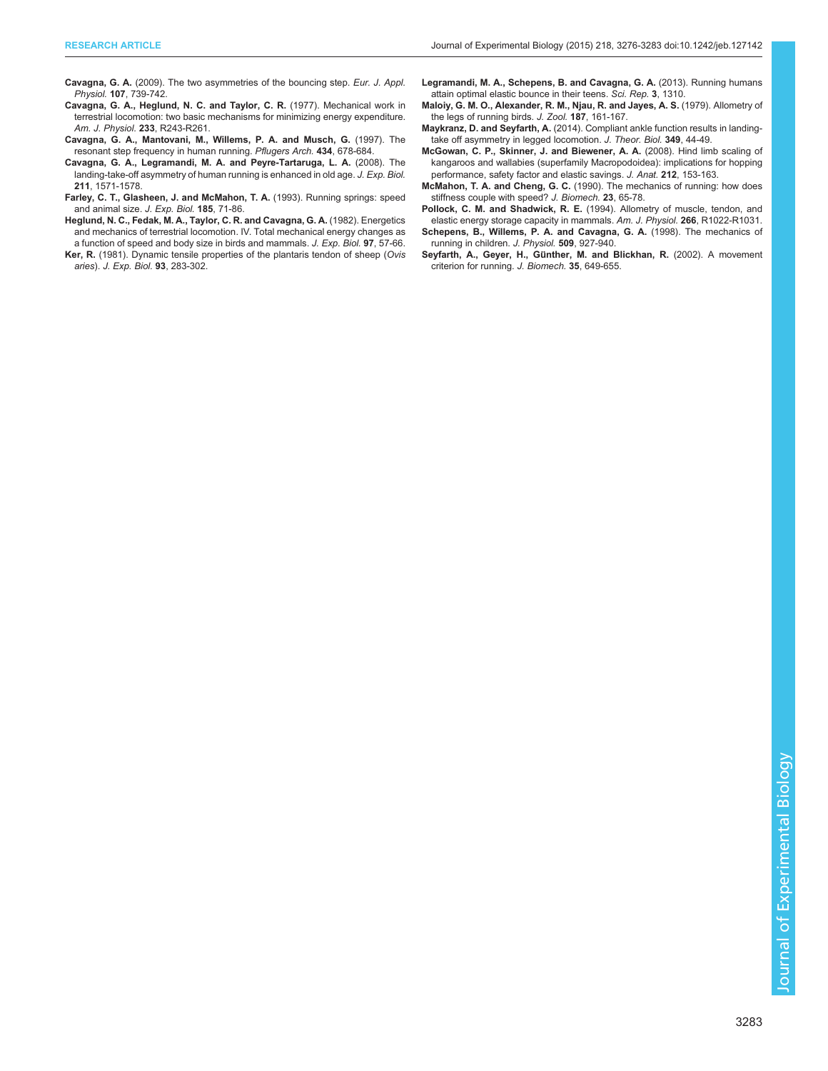**Cavagna, G. A.** (2009). The two asymmetries of the bouncing step. *Eur. J. Appl. Physiol.* **107**, 739-742.

**Cavagna, G. A., Heglund, N. C. and Taylor, C. R.** (1977). Mechanical work in terrestrial locomotion: two basic mechanisms for minimizing energy expenditure. *Am. J. Physiol.* **233**, R243-R261.

**Cavagna, G. A., Mantovani, M., Willems, P. A. and Musch, G.** (1997). The resonant step frequency in human running. *Pflugers Arch.* **434**, 678-684.

**Cavagna, G. A., Legramandi, M. A. and Peyre-Tartaruga, L. A.** (2008). The landing-take-off asymmetry of human running is enhanced in old age. *J. Exp. Biol.* **211**, 1571-1578.

**Farley, C. T., Glasheen, J. and McMahon, T. A.** (1993). Running springs: speed and animal size. *J. Exp. Biol.* **185**, 71-86.

**Heglund, N. C., Fedak, M. A., Taylor, C. R. and Cavagna, G. A.** (1982). Energetics and mechanics of terrestrial locomotion. IV. Total mechanical energy changes as a function of speed and body size in birds and mammals. *J. Exp. Biol.* **97**, 57-66.

**Ker, R.** (1981). Dynamic tensile properties of the plantaris tendon of sheep (*Ovis aries*). *J. Exp. Biol.* **93**, 283-302.

**Legramandi, M. A., Schepens, B. and Cavagna, G. A.** (2013). Running humans attain optimal elastic bounce in their teens. *Sci. Rep.* **3**, 1310.

**Maloiy, G. M. O., Alexander, R. M., Njau, R. and Jayes, A. S.** (1979). Allometry of the legs of running birds. *J. Zool.* **187**, 161-167.

**Maykranz, D. and Seyfarth, A.** (2014). Compliant ankle function results in landing-take off asymmetry in legged locomotion. *J. Theor. Biol.* **349**, 44-49.

**McGowan, C. P., Skinner, J. and Biewener, A. A.** (2008). Hind limb scaling of kangaroos and wallabies (superfamily Macropodoidea): implications for hopping performance, safety factor and elastic savings. *J. Anat.* **212**, 153-163.

**McMahon, T. A. and Cheng, G. C.** (1990). The mechanics of running: how does stiffness couple with speed? *J. Biomech.* **23**, 65-78.

**Pollock, C. M. and Shadwick, R. E.** (1994). Allometry of muscle, tendon, and elastic energy storage capacity in mammals. *Am. J. Physiol.* **266**, R1022-R1031.

**Schepens, B., Willems, P. A. and Cavagna, G. A.** (1998). The mechanics of running in children. *J. Physiol.* **509**, 927-940.

**Seyfarth, A., Geyer, H., Günther, M. and Blickhan, R.** (2002). A movement criterion for running. *J. Biomech.* **35**, 649-655.